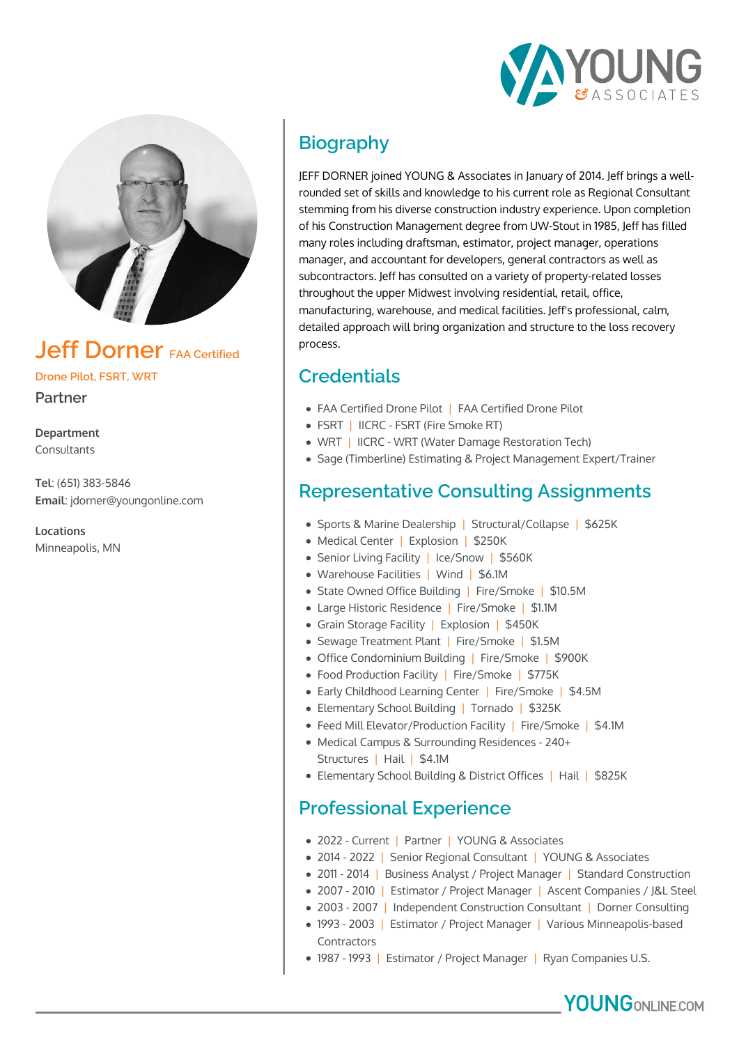# Jeff Dorner FAA Certified Drone Pilot, FSRT, WRT

**Partner**

**Department**
Consultants

**Tel**: (651) 383-5846
**Email**: jdorner@youngonline.com

**Locations**
Minneapolis, MN

## Biography

JEFF DORNER joined YOUNG & Associates in January of 2014. Jeff brings a well-rounded set of skills and knowledge to his current role as Regional Consultant stemming from his diverse construction industry experience. Upon completion of his Construction Management degree from UW-Stout in 1985, Jeff has filled many roles including draftsman, estimator, project manager, operations manager, and accountant for developers, general contractors as well as subcontractors. Jeff has consulted on a variety of property-related losses throughout the upper Midwest involving residential, retail, office, manufacturing, warehouse, and medical facilities. Jeff's professional, calm, detailed approach will bring organization and structure to the loss recovery process.

## Credentials

- FAA Certified Drone Pilot | FAA Certified Drone Pilot
- FSRT | IICRC - FSRT (Fire Smoke RT)
- WRT | IICRC - WRT (Water Damage Restoration Tech)
- Sage (Timberline) Estimating & Project Management Expert/Trainer

## Representative Consulting Assignments

- Sports & Marine Dealership | Structural/Collapse | $625K
- Medical Center | Explosion | $250K
- Senior Living Facility | Ice/Snow | $560K
- Warehouse Facilities | Wind | $6.1M
- State Owned Office Building | Fire/Smoke | $10.5M
- Large Historic Residence | Fire/Smoke | $1.1M
- Grain Storage Facility | Explosion | $450K
- Sewage Treatment Plant | Fire/Smoke | $1.5M
- Office Condominium Building | Fire/Smoke | $900K
- Food Production Facility | Fire/Smoke | $775K
- Early Childhood Learning Center | Fire/Smoke | $4.5M
- Elementary School Building | Tornado | $325K
- Feed Mill Elevator/Production Facility | Fire/Smoke | $4.1M
- Medical Campus & Surrounding Residences - 240+ Structures | Hail | $4.1M
- Elementary School Building & District Offices | Hail | $825K

## Professional Experience

- 2022 - Current | Partner | YOUNG & Associates
- 2014 - 2022 | Senior Regional Consultant | YOUNG & Associates
- 2011 - 2014 | Business Analyst / Project Manager | Standard Construction
- 2007 - 2010 | Estimator / Project Manager | Ascent Companies / J&L Steel
- 2003 - 2007 | Independent Construction Consultant | Dorner Consulting
- 1993 - 2003 | Estimator / Project Manager | Various Minneapolis-based Contractors
- 1987 - 1993 | Estimator / Project Manager | Ryan Companies U.S.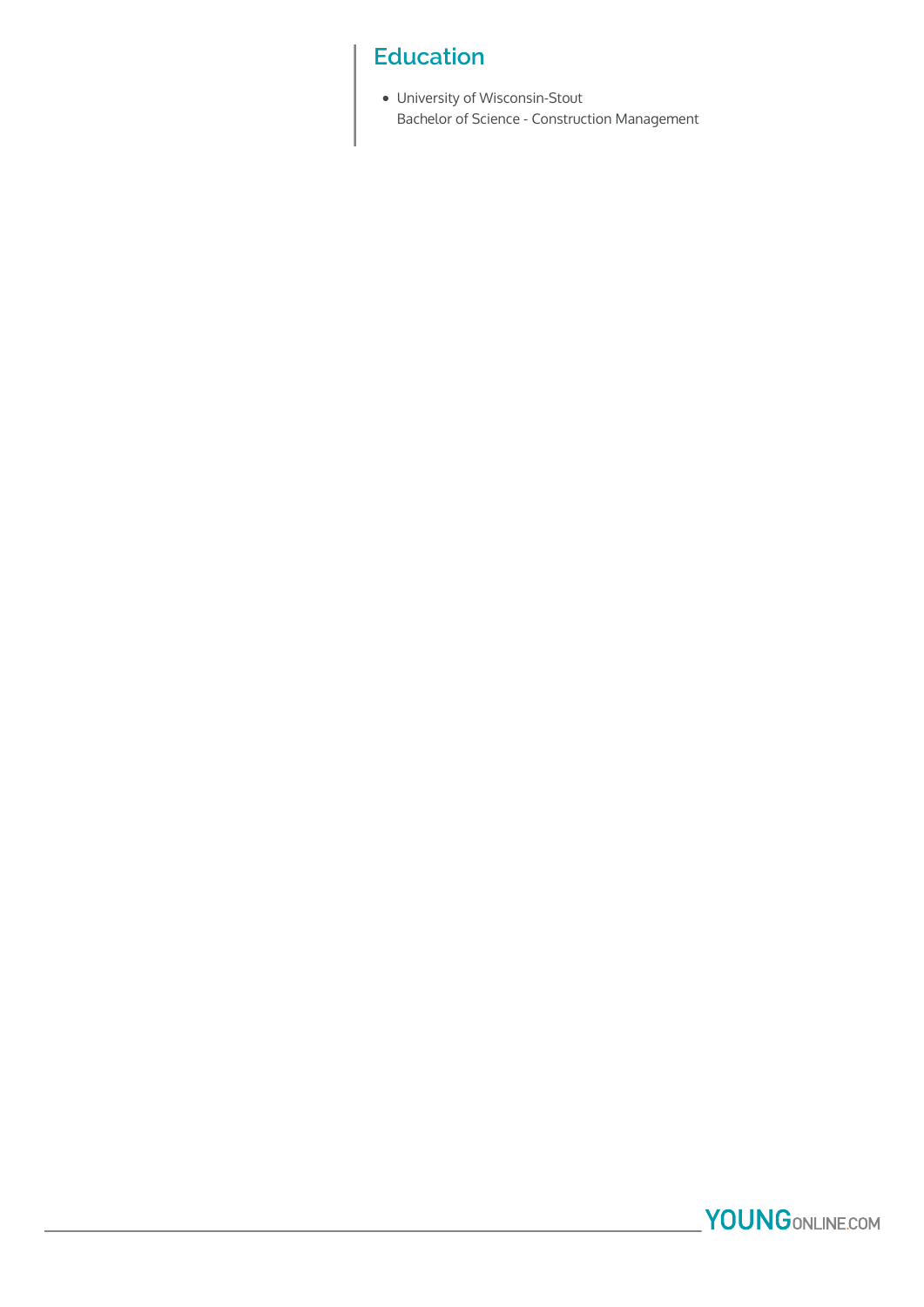## Education

- University of Wisconsin-Stout
  Bachelor of Science - Construction Management